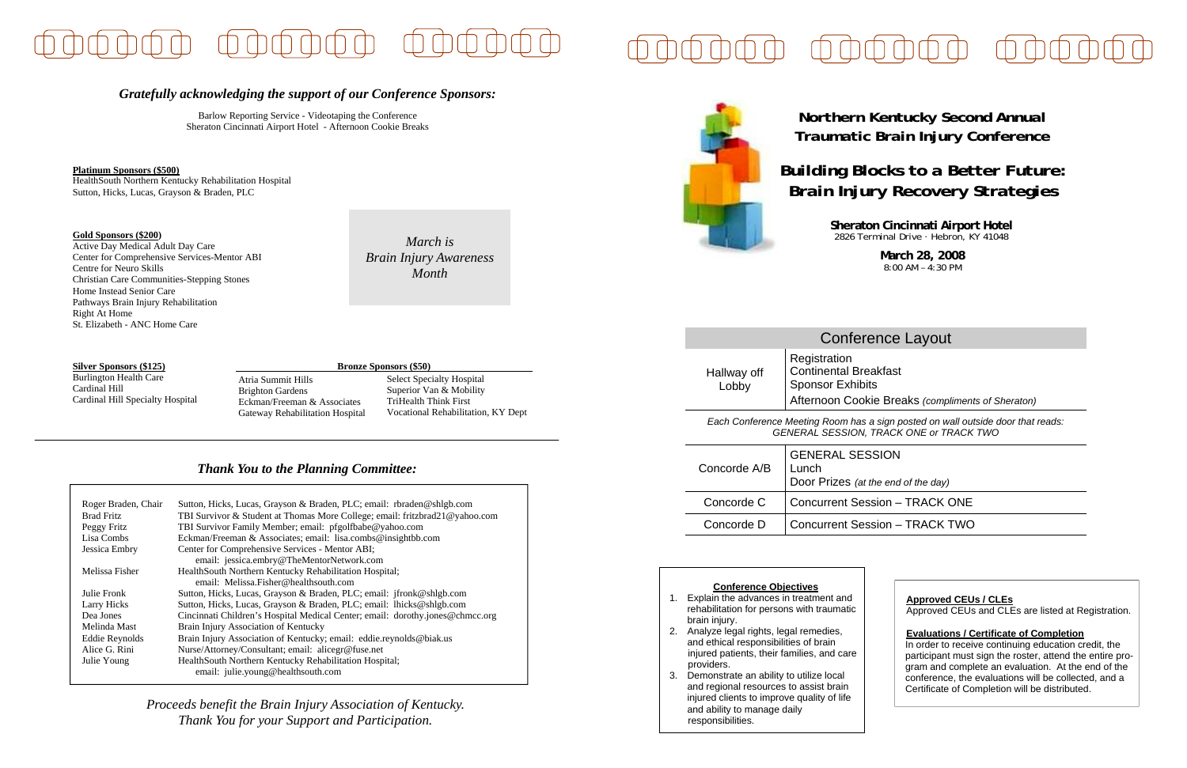*Gratefully acknowledging the support of our Conference Sponsors:*

Barlow Reporting Service - Videotaping the Conference
Sheraton Cincinnati Airport Hotel - Afternoon Cookie Breaks

**Platinum Sponsors ($500)**
HealthSouth Northern Kentucky Rehabilitation Hospital
Sutton, Hicks, Lucas, Grayson & Braden, PLC

**Gold Sponsors ($200)**
Active Day Medical Adult Day Care
Center for Comprehensive Services-Mentor ABI
Centre for Neuro Skills
Christian Care Communities-Stepping Stones
Home Instead Senior Care
Pathways Brain Injury Rehabilitation
Right At Home
St. Elizabeth - ANC Home Care

*March is Brain Injury Awareness Month*

**Silver Sponsors ($125)**
Burlington Health Care
Cardinal Hill
Cardinal Hill Specialty Hospital

**Bronze Sponsors ($50)**
Atria Summit Hills
Brighton Gardens
Eckman/Freeman & Associates
Gateway Rehabilitation Hospital
Select Specialty Hospital
Superior Van & Mobility
TriHealth Think First
Vocational Rehabilitation, KY Dept

*Thank You to the Planning Committee:*

| | |
|---|---|
| Roger Braden, Chair | Sutton, Hicks, Lucas, Grayson & Braden, PLC; email: rbraden@shlgb.com |
| Brad Fritz | TBI Survivor & Student at Thomas More College; email: fritzbrad21@yahoo.com |
| Peggy Fritz | TBI Survivor Family Member; email: pfgolfbabe@yahoo.com |
| Lisa Combs | Eckman/Freeman & Associates; email: lisa.combs@insightbb.com |
| Jessica Embry | Center for Comprehensive Services - Mentor ABI; email: jessica.embry@TheMentorNetwork.com |
| Melissa Fisher | HealthSouth Northern Kentucky Rehabilitation Hospital; email: Melissa.Fisher@healthsouth.com |
| Julie Fronk | Sutton, Hicks, Lucas, Grayson & Braden, PLC; email: jfronk@shlgb.com |
| Larry Hicks | Sutton, Hicks, Lucas, Grayson & Braden, PLC; email: lhicks@shlgb.com |
| Dea Jones | Cincinnati Children's Hospital Medical Center; email: dorothy.jones@chmcc.org |
| Melinda Mast | Brain Injury Association of Kentucky |
| Eddie Reynolds | Brain Injury Association of Kentucky; email: eddie.reynolds@biak.us |
| Alice G. Rini | Nurse/Attorney/Consultant; email: alicegr@fuse.net |
| Julie Young | HealthSouth Northern Kentucky Rehabilitation Hospital; email: julie.young@healthsouth.com |

*Proceeds benefit the Brain Injury Association of Kentucky.*
*Thank You for your Support and Participation.*

# Northern Kentucky Second Annual Traumatic Brain Injury Conference

## Building Blocks to a Better Future: Brain Injury Recovery Strategies

**Sheraton Cincinnati Airport Hotel**
2826 Terminal Drive · Hebron, KY 41048

**March 28, 2008**
8:00 AM – 4:30 PM

## Conference Layout

| | |
|---|---|
| Hallway off Lobby | Registration<br>Continental Breakfast<br>Sponsor Exhibits<br>Afternoon Cookie Breaks *(compliments of Sheraton)* |

*Each Conference Meeting Room has a sign posted on wall outside door that reads: GENERAL SESSION, TRACK ONE or TRACK TWO*

| | |
|---|---|
| Concorde A/B | GENERAL SESSION<br>Lunch<br>Door Prizes *(at the end of the day)* |
| Concorde C | Concurrent Session – TRACK ONE |
| Concorde D | Concurrent Session – TRACK TWO |

**Conference Objectives**

1. Explain the advances in treatment and rehabilitation for persons with traumatic brain injury.
2. Analyze legal rights, legal remedies, and ethical responsibilities of brain injured patients, their families, and care providers.
3. Demonstrate an ability to utilize local and regional resources to assist brain injured clients to improve quality of life and ability to manage daily responsibilities.

**Approved CEUs / CLEs**
Approved CEUs and CLEs are listed at Registration.

**Evaluations / Certificate of Completion**
In order to receive continuing education credit, the participant must sign the roster, attend the entire program and complete an evaluation. At the end of the conference, the evaluations will be collected, and a Certificate of Completion will be distributed.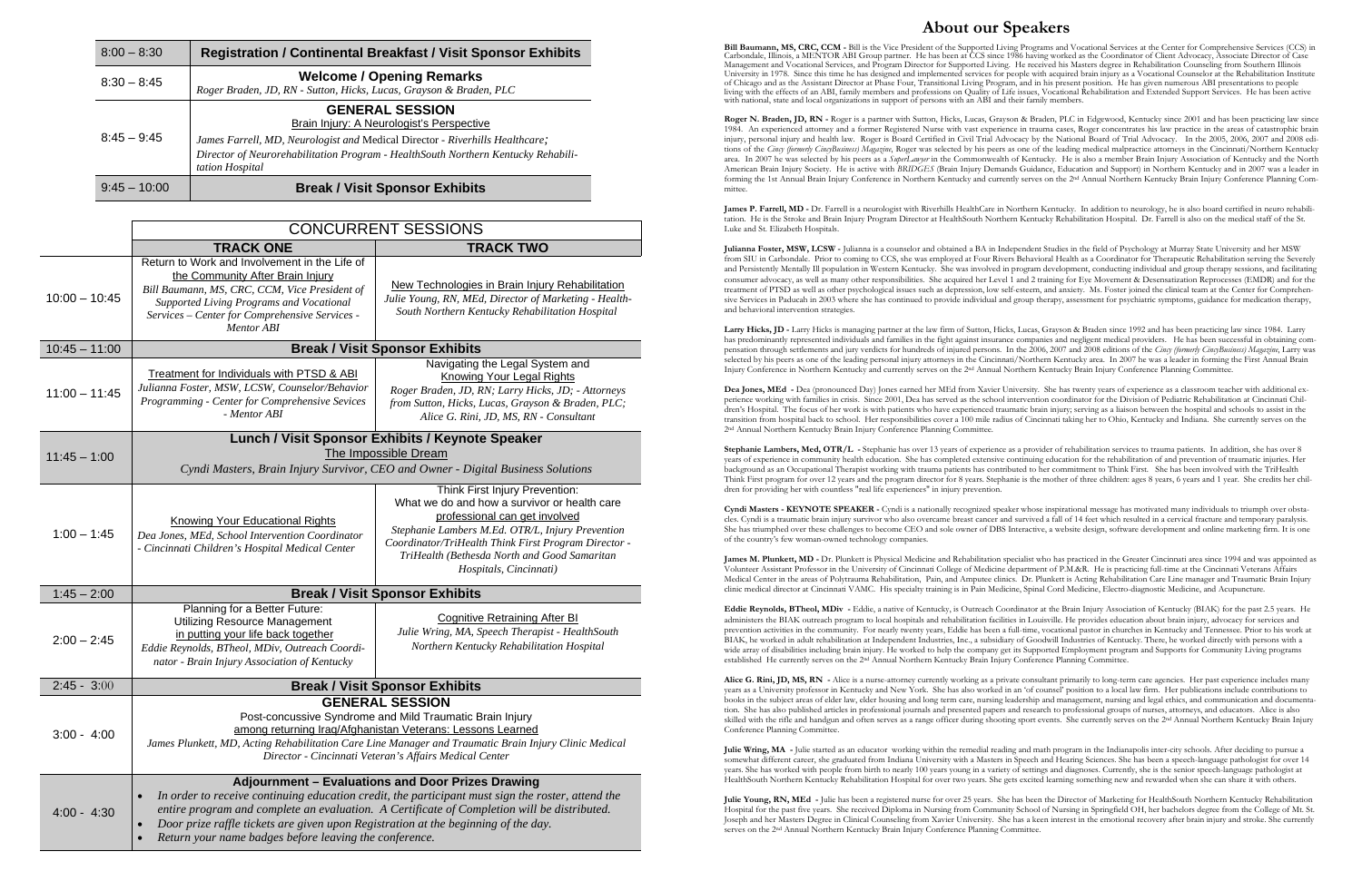| | |
|---|---|
| 8:00 – 8:30 | **Registration / Continental Breakfast / Visit Sponsor Exhibits** |
| 8:30 – 8:45 | **Welcome / Opening Remarks**<br>*Roger Braden, JD, RN - Sutton, Hicks, Lucas, Grayson & Braden, PLC* |
| 8:45 – 9:45 | **GENERAL SESSION**<br>Brain Injury: A Neurologist's Perspective<br>*James Farrell, MD, Neurologist and Medical Director - Riverhills Healthcare; Director of Neurorehabilitation Program - HealthSouth Northern Kentucky Rehabilitation Hospital* |
| 9:45 – 10:00 | **Break / Visit Sponsor Exhibits** |

| | CONCURRENT SESSIONS | |
|---|---|---|
| | **TRACK ONE** | **TRACK TWO** |
| 10:00 – 10:45 | Return to Work and Involvement in the Life of the Community After Brain Injury<br>*Bill Baumann, MS, CRC, CCM, Vice President of Supported Living Programs and Vocational Services – Center for Comprehensive Services - Mentor ABI* | New Technologies in Brain Injury Rehabilitation<br>*Julie Young, RN, MEd, Director of Marketing - HealthSouth Northern Kentucky Rehabilitation Hospital* |
| 10:45 – 11:00 | **Break / Visit Sponsor Exhibits** | |
| 11:00 – 11:45 | Treatment for Individuals with PTSD & ABI<br>*Julianna Foster, MSW, LCSW, Counselor/Behavior Programming - Center for Comprehensive Services - Mentor ABI* | Navigating the Legal System and Knowing Your Legal Rights<br>*Roger Braden, JD, RN; Larry Hicks, JD; - Attorneys from Sutton, Hicks, Lucas, Grayson & Braden, PLC; Alice G. Rini, JD, MS, RN - Consultant* |
| 11:45 – 1:00 | **Lunch / Visit Sponsor Exhibits / Keynote Speaker**<br>The Impossible Dream<br>*Cyndi Masters, Brain Injury Survivor, CEO and Owner - Digital Business Solutions* | |
| 1:00 – 1:45 | Knowing Your Educational Rights<br>*Dea Jones, MEd, School Intervention Coordinator - Cincinnati Children's Hospital Medical Center* | Think First Injury Prevention: What we do and how a survivor or health care professional can get involved<br>*Stephanie Lambers M.Ed. OTR/L, Injury Prevention Coordinator/TriHealth Think First Program Director - TriHealth (Bethesda North and Good Samaritan Hospitals, Cincinnati)* |
| 1:45 – 2:00 | **Break / Visit Sponsor Exhibits** | |
| 2:00 – 2:45 | Planning for a Better Future: Utilizing Resource Management in putting your life back together<br>*Eddie Reynolds, BTheol, MDiv, Outreach Coordinator - Brain Injury Association of Kentucky* | Cognitive Retraining After BI<br>*Julie Wring, MA, Speech Therapist - HealthSouth Northern Kentucky Rehabilitation Hospital* |
| 2:45 - 3:00 | **Break / Visit Sponsor Exhibits** | |
| 3:00 - 4:00 | **GENERAL SESSION**<br>Post-concussive Syndrome and Mild Traumatic Brain Injury among returning Iraq/Afghanistan Veterans: Lessons Learned<br>*James Plunkett, MD, Acting Rehabilitation Care Line Manager and Traumatic Brain Injury Clinic Medical Director - Cincinnati Veteran's Affairs Medical Center* | |
| 4:00 - 4:30 | **Adjournment – Evaluations and Door Prizes Drawing**<br>• *In order to receive continuing education credit, the participant must sign the roster, attend the entire program and complete an evaluation. A Certificate of Completion will be distributed.*<br>• *Door prize raffle tickets are given upon Registration at the beginning of the day.*<br>• *Return your name badges before leaving the conference.* | |

# About our Speakers

**Bill Baumann, MS, CRC, CCM -** Bill is the Vice President of the Supported Living Programs and Vocational Services at the Center for Comprehensive Services (CCS) in Carbondale, Illinois, a MENTOR ABI Group partner. He has been at CCS since 1986 having worked as the Coordinator of Client Advocacy, Associate Director of Case Management and Vocational Services, and Program Director for Supported Living. He received his Masters degree in Rehabilitation Counseling from Southern Illinois University in 1978. Since this time he has designed and implemented services for people with acquired brain injury as a Vocational Counselor at the Rehabilitation Institute of Chicago and as the Assistant Director at Phase Four, Transitional Living Program, and in his present position. He has given numerous ABI presentations to people living with the effects of an ABI, family members and professions on Quality of Life issues, Vocational Rehabilitation and Extended Support Services. He has been active with national, state and local organizations in support of persons with an ABI and their family members.

**Roger N. Braden, JD, RN -** Roger is a partner with Sutton, Hicks, Lucas, Grayson & Braden, PLC in Edgewood, Kentucky since 2001 and has been practicing law since 1984. An experienced attorney and a former Registered Nurse with vast experience in trauma cases, Roger concentrates his law practice in the areas of catastrophic brain injury, personal injury and health law. Roger is Board Certified in Civil Trial Advocacy by the National Board of Trial Advocacy. In the 2005, 2006, 2007 and 2008 editions of the *Cincy (formerly CincyBusiness) Magazine*, Roger was selected by his peers as one of the leading medical malpractice attorneys in the Cincinnati/Northern Kentucky area. In 2007 he was selected by his peers as a *SuperLawyer* in the Commonwealth of Kentucky. He is also a member Brain Injury Association of Kentucky and the North American Brain Injury Society. He is active with *BRIDGES* (Brain Injury Demands Guidance, Education and Support) in Northern Kentucky and in 2007 was a leader in forming the 1st Annual Brain Injury Conference in Northern Kentucky and currently serves on the 2nd Annual Northern Kentucky Brain Injury Conference Planning Committee.

**James P. Farrell, MD -** Dr. Farrell is a neurologist with Riverhills HealthCare in Northern Kentucky. In addition to neurology, he is also board certified in neuro rehabilitation. He is the Stroke and Brain Injury Program Director at HealthSouth Northern Kentucky Rehabilitation Hospital. Dr. Farrell is also on the medical staff of the St. Luke and St. Elizabeth Hospitals.

**Julianna Foster, MSW, LCSW -** Julianna is a counselor and obtained a BA in Independent Studies in the field of Psychology at Murray State University and her MSW from SIU in Carbondale. Prior to coming to CCS, she was employed at Four Rivers Behavioral Health as a Coordinator for Therapeutic Rehabilitation serving the Severely and Persistently Mentally Ill population in Western Kentucky. She was involved in program development, conducting individual and group therapy sessions, and facilitating consumer advocacy, as well as many other responsibilities. She acquired her Level 1 and 2 training for Eye Movement & Desensitization Reprocesses (EMDR) and for the treatment of PTSD as well as other psychological issues such as depression, low self-esteem, and anxiety. Ms. Foster joined the clinical team at the Center for Comprehensive Services in Paducah in 2003 where she has continued to provide individual and group therapy, assessment for psychiatric symptoms, guidance for medication therapy, and behavioral intervention strategies.

**Larry Hicks, JD -** Larry Hicks is managing partner at the law firm of Sutton, Hicks, Lucas, Grayson & Braden since 1992 and has been practicing law since 1984. Larry has predominantly represented individuals and families in the fight against insurance companies and negligent medical providers. He has been successful in obtaining compensation through settlements and jury verdicts for hundreds of injured persons. In the 2006, 2007 and 2008 editions of the *Cincy (formerly CincyBusiness) Magazine*, Larry was selected by his peers as one of the leading personal injury attorneys in the Cincinnati/Northern Kentucky area. In 2007 he was a leader in forming the First Annual Brain Injury Conference in Northern Kentucky and currently serves on the 2nd Annual Northern Kentucky Brain Injury Conference Planning Committee.

**Dea Jones, MEd -** Dea (pronounced Day) Jones earned her MEd from Xavier University. She has twenty years of experience as a classroom teacher with additional experience working with families in crisis. Since 2001, Dea has served as the school intervention coordinator for the Division of Pediatric Rehabilitation at Cincinnati Children's Hospital. The focus of her work is with patients who have experienced traumatic brain injury; serving as a liaison between the hospital and schools to assist in the transition from hospital back to school. Her responsibilities cover a 100 mile radius of Cincinnati taking her to Ohio, Kentucky and Indiana. She currently serves on the 2nd Annual Northern Kentucky Brain Injury Conference Planning Committee.

**Stephanie Lambers, Med, OTR/L -** Stephanie has over 13 years of experience as a provider of rehabilitation services to trauma patients. In addition, she has over 8 years of experience in community health education. She has completed extensive continuing education for the rehabilitation of and prevention of traumatic injuries. Her background as an Occupational Therapist working with trauma patients has contributed to her commitment to Think First. She has been involved with the TriHealth Think First program for over 12 years and the program director for 8 years. Stephanie is the mother of three children: ages 8 years, 6 years and 1 year. She credits her children for providing her with countless "real life experiences" in injury prevention.

**Cyndi Masters - KEYNOTE SPEAKER -** Cyndi is a nationally recognized speaker whose inspirational message has motivated many individuals to triumph over obstacles. Cyndi is a traumatic brain injury survivor who also overcame breast cancer and survived a fall of 14 feet which resulted in a cervical fracture and temporary paralysis. She has triumphed over these challenges to become CEO and sole owner of DBS Interactive, a website design, software development and online marketing firm. It is one of the country's few woman-owned technology companies.

**James M. Plunkett, MD -** Dr. Plunkett is Physical Medicine and Rehabilitation specialist who has practiced in the Greater Cincinnati area since 1994 and was appointed as Volunteer Assistant Professor in the University of Cincinnati College of Medicine department of P.M.&R. He is practicing full-time at the Cincinnati Veterans Affairs Medical Center in the areas of Polytrauma Rehabilitation, Pain, and Amputee clinics. Dr. Plunkett is Acting Rehabilitation Care Line manager and Traumatic Brain Injury clinic medical director at Cincinnati VAMC. His specialty training is in Pain Medicine, Spinal Cord Medicine, Electro-diagnostic Medicine, and Acupuncture.

**Eddie Reynolds, BTheol, MDiv -** Eddie, a native of Kentucky, is Outreach Coordinator at the Brain Injury Association of Kentucky (BIAK) for the past 2.5 years. He administers the BIAK outreach program to local hospitals and rehabilitation facilities in Louisville. He provides education about brain injury, advocacy for services and prevention activities in the community. For nearly twenty years, Eddie has been a full-time, vocational pastor in churches in Kentucky and Tennessee. Prior to his work at BIAK, he worked in adult rehabilitation at Independent Industries, Inc., a subsidiary of Goodwill Industries of Kentucky. There, he worked directly with persons with a wide array of disabilities including brain injury. He worked to help the company get its Supported Employment program and Supports for Community Living programs established He currently serves on the 2nd Annual Northern Kentucky Brain Injury Conference Planning Committee.

**Alice G. Rini, JD, MS, RN -** Alice is a nurse-attorney currently working as a private consultant primarily to long-term care agencies. Her past experience includes many years as a University professor in Kentucky and New York. She has also worked in an 'of counsel' position to a local law firm. Her publications include contributions to books in the subject areas of elder law, elder housing and long term care, nursing leadership and management, nursing and legal ethics, and communication and documentation. She has also published articles in professional journals and presented papers and research to professional groups of nurses, attorneys, and educators. Alice is also skilled with the rifle and handgun and often serves as a range officer during shooting sport events. She currently serves on the 2nd Annual Northern Kentucky Brain Injury Conference Planning Committee.

**Julie Wring, MA -** Julie started as an educator working within the remedial reading and math program in the Indianapolis inter-city schools. After deciding to pursue a somewhat different career, she graduated from Indiana University with a Masters in Speech and Hearing Sciences. She has been a speech-language pathologist for over 14 years. She has worked with people from birth to nearly 100 years young in a variety of settings and diagnoses. Currently, she is the senior speech-language pathologist at HealthSouth Northern Kentucky Rehabilitation Hospital for over two years. She gets excited learning something new and rewarded when she can share it with others.

**Julie Young, RN, MEd -** Julie has been a registered nurse for over 25 years. She has been the Director of Marketing for HealthSouth Northern Kentucky Rehabilitation Hospital for the past five years. She received Diploma in Nursing from Community School of Nursing in Springfield OH, her bachelors degree from the College of Mt. St. Joseph and her Masters Degree in Clinical Counseling from Xavier University. She has a keen interest in the emotional recovery after brain injury and stroke. She currently serves on the 2nd Annual Northern Kentucky Brain Injury Conference Planning Committee.